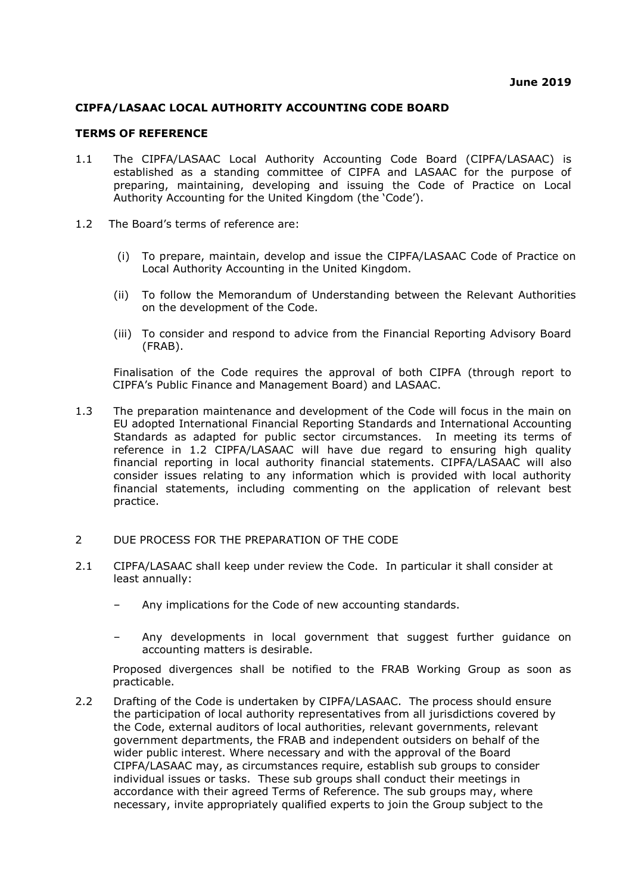**June 2019**

## CIPFA/LASAAC LOCAL AUTHORITY ACCOUNTING CODE BOARD

### TERMS OF REFERENCE

1.1 The CIPFA/LASAAC Local Authority Accounting Code Board (CIPFA/LASAAC) is established as a standing committee of CIPFA and LASAAC for the purpose of preparing, maintaining, developing and issuing the Code of Practice on Local Authority Accounting for the United Kingdom (the 'Code').

1.2 The Board's terms of reference are:

(i) To prepare, maintain, develop and issue the CIPFA/LASAAC Code of Practice on Local Authority Accounting in the United Kingdom.

(ii) To follow the Memorandum of Understanding between the Relevant Authorities on the development of the Code.

(iii) To consider and respond to advice from the Financial Reporting Advisory Board (FRAB).

Finalisation of the Code requires the approval of both CIPFA (through report to CIPFA's Public Finance and Management Board) and LASAAC.

1.3 The preparation maintenance and development of the Code will focus in the main on EU adopted International Financial Reporting Standards and International Accounting Standards as adapted for public sector circumstances. In meeting its terms of reference in 1.2 CIPFA/LASAAC will have due regard to ensuring high quality financial reporting in local authority financial statements. CIPFA/LASAAC will also consider issues relating to any information which is provided with local authority financial statements, including commenting on the application of relevant best practice.

2 DUE PROCESS FOR THE PREPARATION OF THE CODE

2.1 CIPFA/LASAAC shall keep under review the Code. In particular it shall consider at least annually:

– Any implications for the Code of new accounting standards.

– Any developments in local government that suggest further guidance on accounting matters is desirable.

Proposed divergences shall be notified to the FRAB Working Group as soon as practicable.

2.2 Drafting of the Code is undertaken by CIPFA/LASAAC. The process should ensure the participation of local authority representatives from all jurisdictions covered by the Code, external auditors of local authorities, relevant governments, relevant government departments, the FRAB and independent outsiders on behalf of the wider public interest. Where necessary and with the approval of the Board CIPFA/LASAAC may, as circumstances require, establish sub groups to consider individual issues or tasks. These sub groups shall conduct their meetings in accordance with their agreed Terms of Reference. The sub groups may, where necessary, invite appropriately qualified experts to join the Group subject to the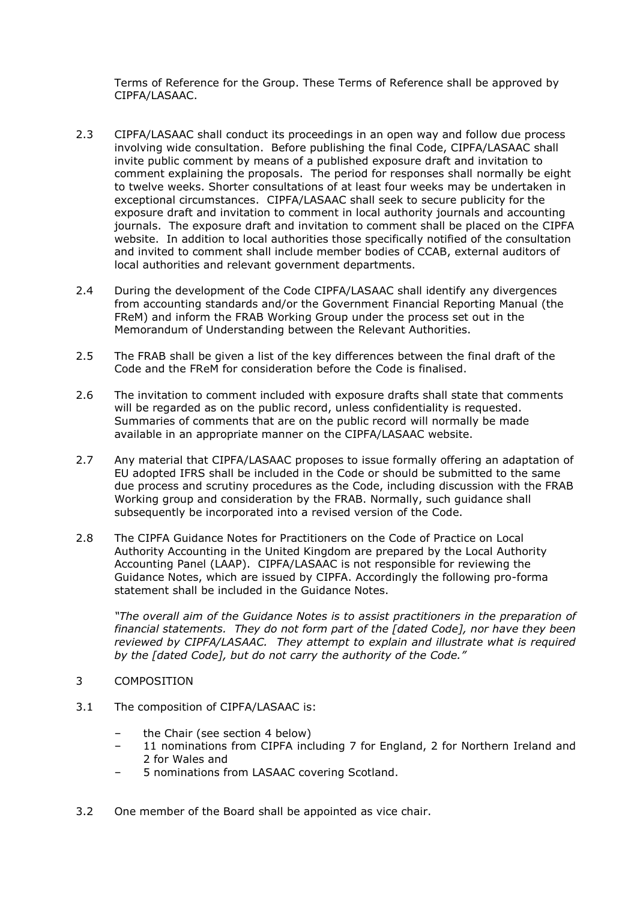Terms of Reference for the Group. These Terms of Reference shall be approved by CIPFA/LASAAC.

2.3 CIPFA/LASAAC shall conduct its proceedings in an open way and follow due process involving wide consultation. Before publishing the final Code, CIPFA/LASAAC shall invite public comment by means of a published exposure draft and invitation to comment explaining the proposals. The period for responses shall normally be eight to twelve weeks. Shorter consultations of at least four weeks may be undertaken in exceptional circumstances. CIPFA/LASAAC shall seek to secure publicity for the exposure draft and invitation to comment in local authority journals and accounting journals. The exposure draft and invitation to comment shall be placed on the CIPFA website. In addition to local authorities those specifically notified of the consultation and invited to comment shall include member bodies of CCAB, external auditors of local authorities and relevant government departments.

2.4 During the development of the Code CIPFA/LASAAC shall identify any divergences from accounting standards and/or the Government Financial Reporting Manual (the FReM) and inform the FRAB Working Group under the process set out in the Memorandum of Understanding between the Relevant Authorities.

2.5 The FRAB shall be given a list of the key differences between the final draft of the Code and the FReM for consideration before the Code is finalised.

2.6 The invitation to comment included with exposure drafts shall state that comments will be regarded as on the public record, unless confidentiality is requested. Summaries of comments that are on the public record will normally be made available in an appropriate manner on the CIPFA/LASAAC website.

2.7 Any material that CIPFA/LASAAC proposes to issue formally offering an adaptation of EU adopted IFRS shall be included in the Code or should be submitted to the same due process and scrutiny procedures as the Code, including discussion with the FRAB Working group and consideration by the FRAB. Normally, such guidance shall subsequently be incorporated into a revised version of the Code.

2.8 The CIPFA Guidance Notes for Practitioners on the Code of Practice on Local Authority Accounting in the United Kingdom are prepared by the Local Authority Accounting Panel (LAAP). CIPFA/LASAAC is not responsible for reviewing the Guidance Notes, which are issued by CIPFA. Accordingly the following pro-forma statement shall be included in the Guidance Notes.

*"The overall aim of the Guidance Notes is to assist practitioners in the preparation of financial statements. They do not form part of the [dated Code], nor have they been reviewed by CIPFA/LASAAC. They attempt to explain and illustrate what is required by the [dated Code], but do not carry the authority of the Code."*

## 3 COMPOSITION

3.1 The composition of CIPFA/LASAAC is:

- the Chair (see section 4 below)
- 11 nominations from CIPFA including 7 for England, 2 for Northern Ireland and 2 for Wales and
- 5 nominations from LASAAC covering Scotland.

3.2 One member of the Board shall be appointed as vice chair.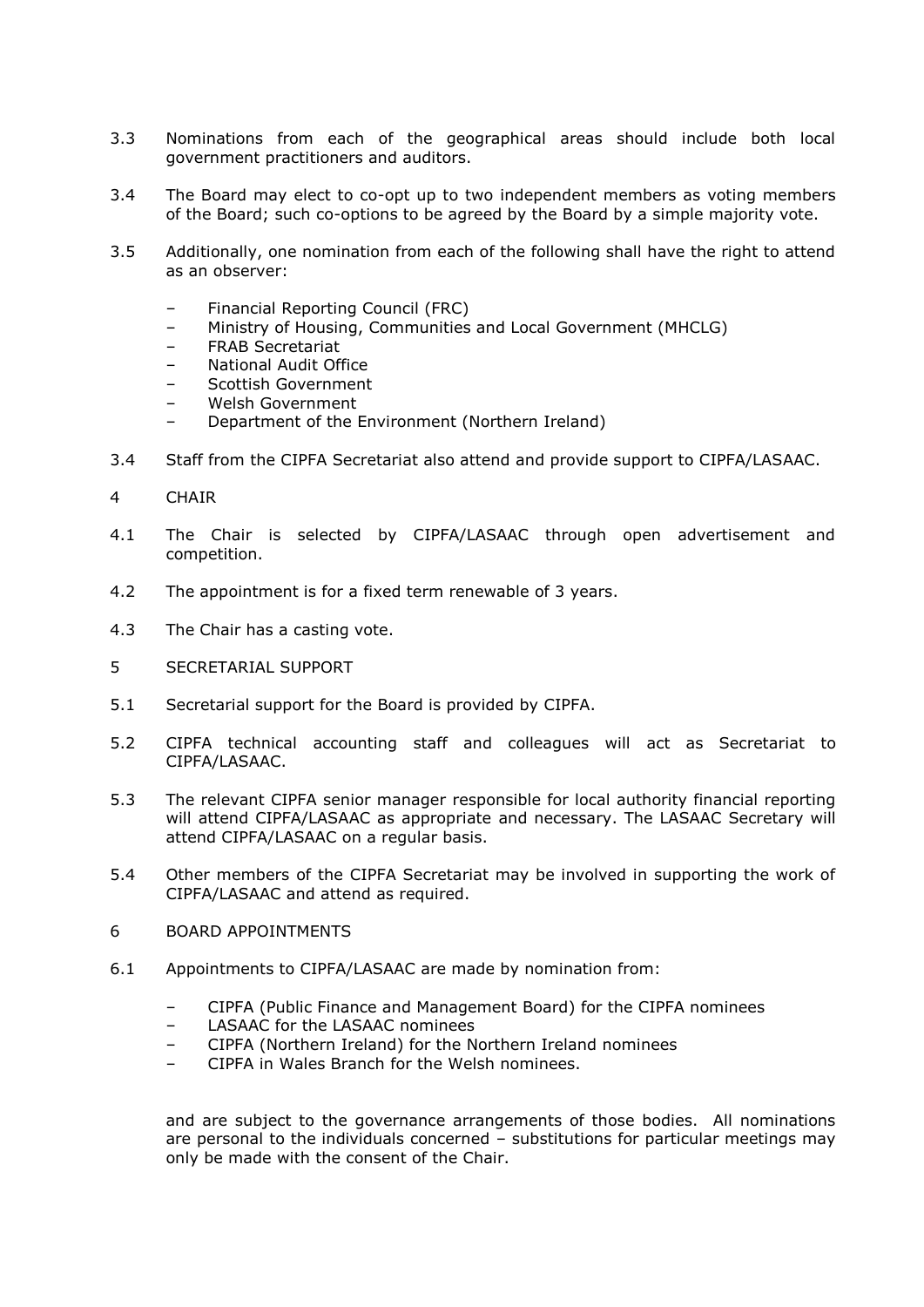3.3 Nominations from each of the geographical areas should include both local government practitioners and auditors.

3.4 The Board may elect to co-opt up to two independent members as voting members of the Board; such co-options to be agreed by the Board by a simple majority vote.

3.5 Additionally, one nomination from each of the following shall have the right to attend as an observer:

- Financial Reporting Council (FRC)
- Ministry of Housing, Communities and Local Government (MHCLG)
- FRAB Secretariat
- National Audit Office
- Scottish Government
- Welsh Government
- Department of the Environment (Northern Ireland)

3.4 Staff from the CIPFA Secretariat also attend and provide support to CIPFA/LASAAC.

## 4 CHAIR

4.1 The Chair is selected by CIPFA/LASAAC through open advertisement and competition.

4.2 The appointment is for a fixed term renewable of 3 years.

4.3 The Chair has a casting vote.

## 5 SECRETARIAL SUPPORT

5.1 Secretarial support for the Board is provided by CIPFA.

5.2 CIPFA technical accounting staff and colleagues will act as Secretariat to CIPFA/LASAAC.

5.3 The relevant CIPFA senior manager responsible for local authority financial reporting will attend CIPFA/LASAAC as appropriate and necessary. The LASAAC Secretary will attend CIPFA/LASAAC on a regular basis.

5.4 Other members of the CIPFA Secretariat may be involved in supporting the work of CIPFA/LASAAC and attend as required.

## 6 BOARD APPOINTMENTS

6.1 Appointments to CIPFA/LASAAC are made by nomination from:

- CIPFA (Public Finance and Management Board) for the CIPFA nominees
- LASAAC for the LASAAC nominees
- CIPFA (Northern Ireland) for the Northern Ireland nominees
- CIPFA in Wales Branch for the Welsh nominees.

and are subject to the governance arrangements of those bodies. All nominations are personal to the individuals concerned – substitutions for particular meetings may only be made with the consent of the Chair.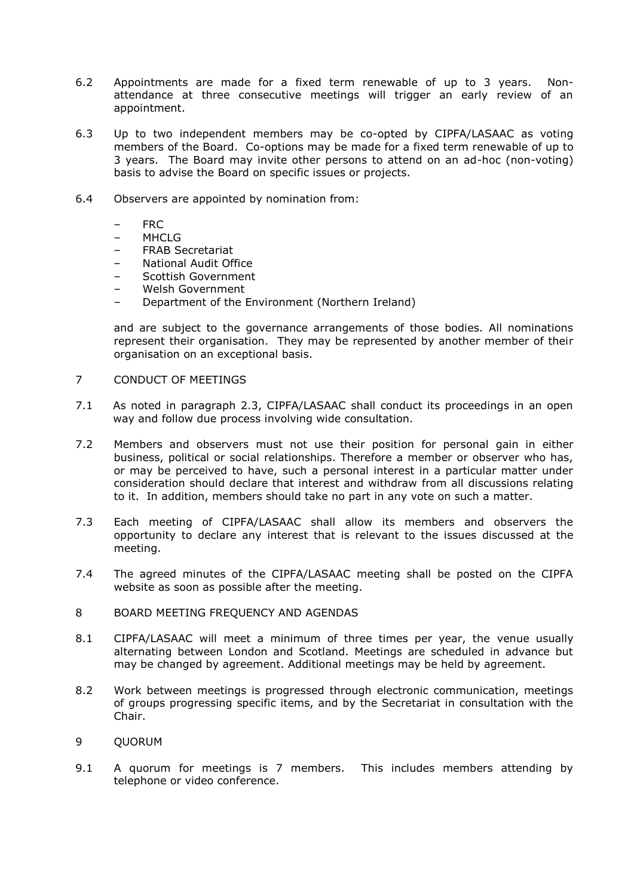6.2 Appointments are made for a fixed term renewable of up to 3 years. Non-attendance at three consecutive meetings will trigger an early review of an appointment.

6.3 Up to two independent members may be co-opted by CIPFA/LASAAC as voting members of the Board. Co-options may be made for a fixed term renewable of up to 3 years. The Board may invite other persons to attend on an ad-hoc (non-voting) basis to advise the Board on specific issues or projects.

6.4 Observers are appointed by nomination from:

- FRC
- MHCLG
- FRAB Secretariat
- National Audit Office
- Scottish Government
- Welsh Government
- Department of the Environment (Northern Ireland)

and are subject to the governance arrangements of those bodies. All nominations represent their organisation. They may be represented by another member of their organisation on an exceptional basis.

## 7 CONDUCT OF MEETINGS

7.1 As noted in paragraph 2.3, CIPFA/LASAAC shall conduct its proceedings in an open way and follow due process involving wide consultation.

7.2 Members and observers must not use their position for personal gain in either business, political or social relationships. Therefore a member or observer who has, or may be perceived to have, such a personal interest in a particular matter under consideration should declare that interest and withdraw from all discussions relating to it. In addition, members should take no part in any vote on such a matter.

7.3 Each meeting of CIPFA/LASAAC shall allow its members and observers the opportunity to declare any interest that is relevant to the issues discussed at the meeting.

7.4 The agreed minutes of the CIPFA/LASAAC meeting shall be posted on the CIPFA website as soon as possible after the meeting.

## 8 BOARD MEETING FREQUENCY AND AGENDAS

8.1 CIPFA/LASAAC will meet a minimum of three times per year, the venue usually alternating between London and Scotland. Meetings are scheduled in advance but may be changed by agreement. Additional meetings may be held by agreement.

8.2 Work between meetings is progressed through electronic communication, meetings of groups progressing specific items, and by the Secretariat in consultation with the Chair.

## 9 QUORUM

9.1 A quorum for meetings is 7 members. This includes members attending by telephone or video conference.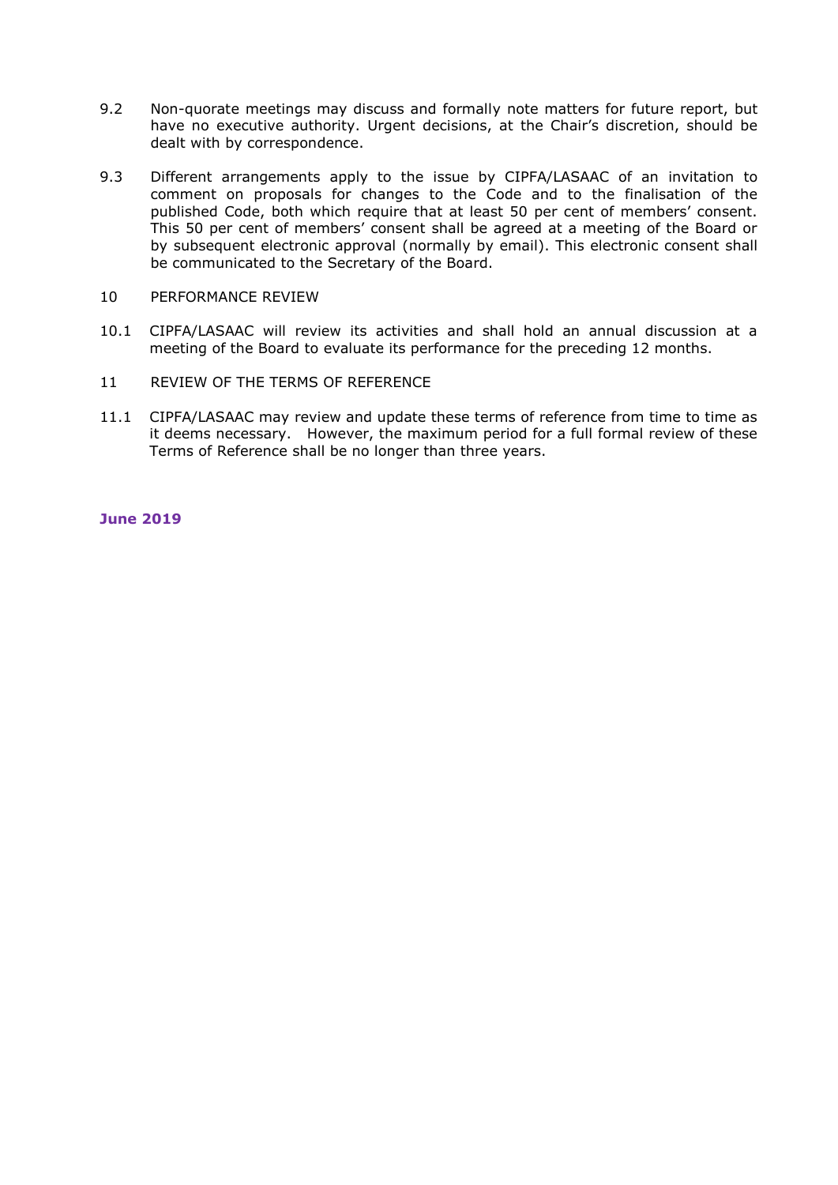9.2 Non-quorate meetings may discuss and formally note matters for future report, but have no executive authority. Urgent decisions, at the Chair's discretion, should be dealt with by correspondence.

9.3 Different arrangements apply to the issue by CIPFA/LASAAC of an invitation to comment on proposals for changes to the Code and to the finalisation of the published Code, both which require that at least 50 per cent of members' consent. This 50 per cent of members' consent shall be agreed at a meeting of the Board or by subsequent electronic approval (normally by email). This electronic consent shall be communicated to the Secretary of the Board.

## 10 PERFORMANCE REVIEW

10.1 CIPFA/LASAAC will review its activities and shall hold an annual discussion at a meeting of the Board to evaluate its performance for the preceding 12 months.

## 11 REVIEW OF THE TERMS OF REFERENCE

11.1 CIPFA/LASAAC may review and update these terms of reference from time to time as it deems necessary. However, the maximum period for a full formal review of these Terms of Reference shall be no longer than three years.

**June 2019**